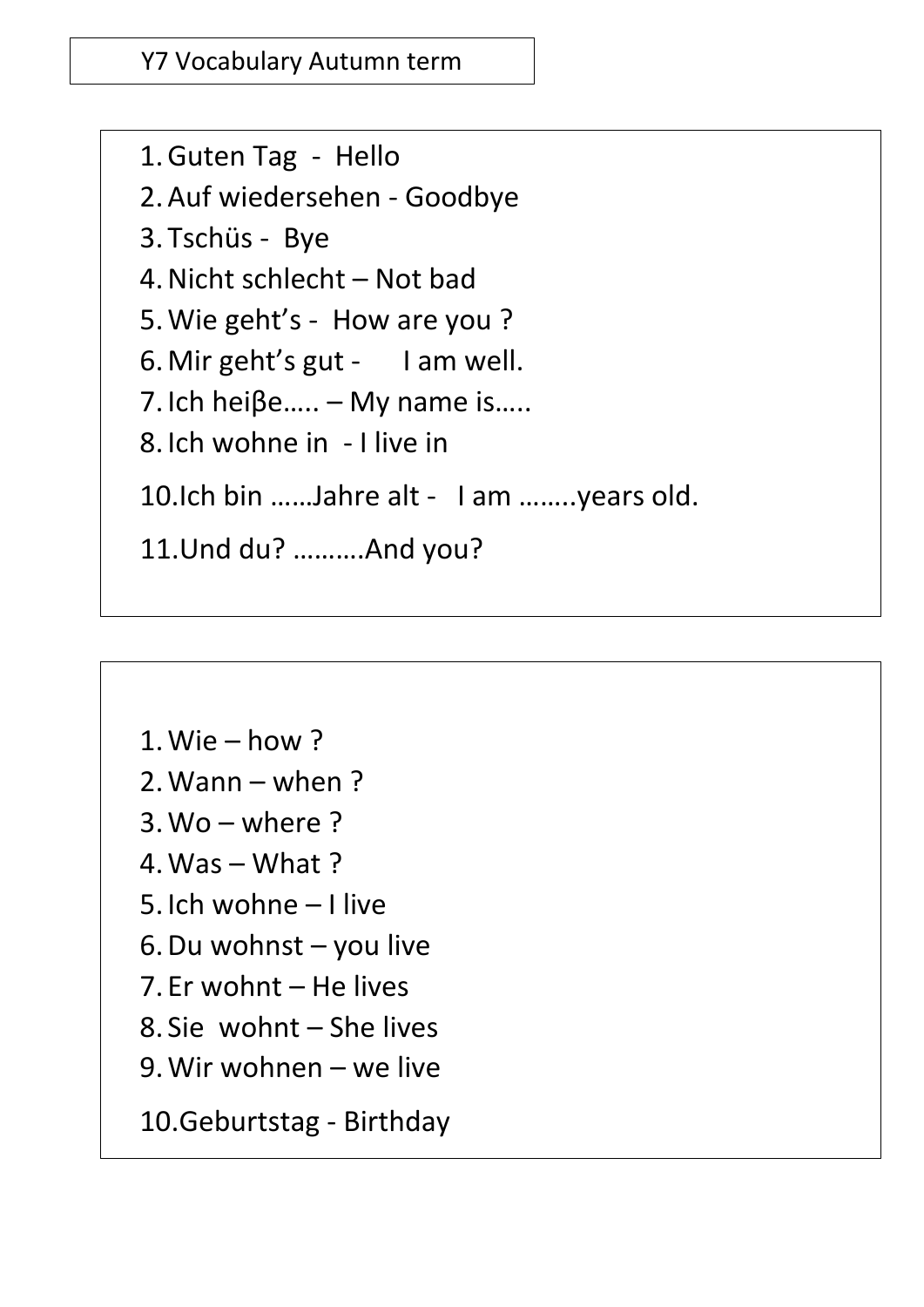Y7 Vocabulary Autumn term

1. Guten Tag - Hello
2. Auf wiedersehen - Goodbye
3. Tschüs - Bye
4. Nicht schlecht – Not bad
5. Wie geht's - How are you ?
6. Mir geht's gut - I am well.
7. Ich heiβe….. – My name is…..
8. Ich wohne in - I live in

10. Ich bin ……Jahre alt - I am ……..years old.

11. Und du? ……….And you?

---

1. Wie – how ?
2. Wann – when ?
3. Wo – where ?
4. Was – What ?
5. Ich wohne – I live
6. Du wohnst – you live
7. Er wohnt – He lives
8. Sie wohnt – She lives
9. Wir wohnen – we live

10. Geburtstag - Birthday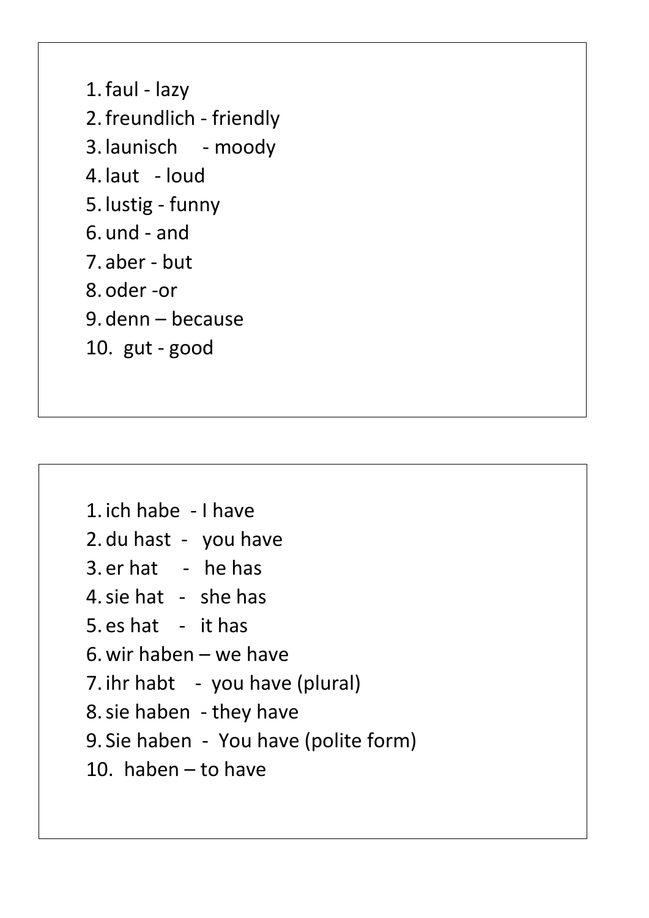1. faul - lazy
2. freundlich - friendly
3. launisch - moody
4. laut - loud
5. lustig - funny
6. und - and
7. aber - but
8. oder -or
9. denn – because
10. gut - good

---

1. ich habe - I have
2. du hast - you have
3. er hat - he has
4. sie hat - she has
5. es hat - it has
6. wir haben – we have
7. ihr habt - you have (plural)
8. sie haben - they have
9. Sie haben - You have (polite form)
10. haben – to have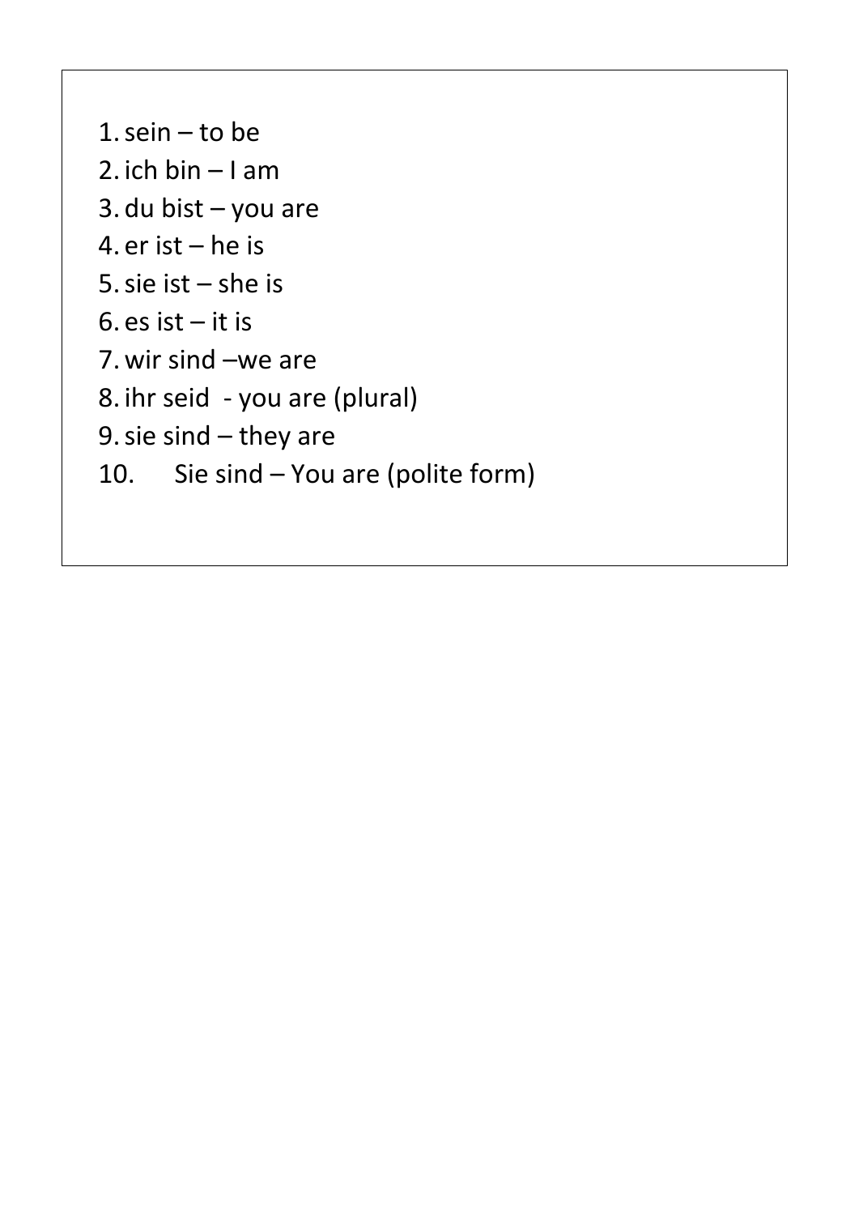1. sein – to be
2. ich bin – I am
3. du bist – you are
4. er ist – he is
5. sie ist – she is
6. es ist – it is
7. wir sind –we are
8. ihr seid - you are (plural)
9. sie sind – they are
10. Sie sind – You are (polite form)